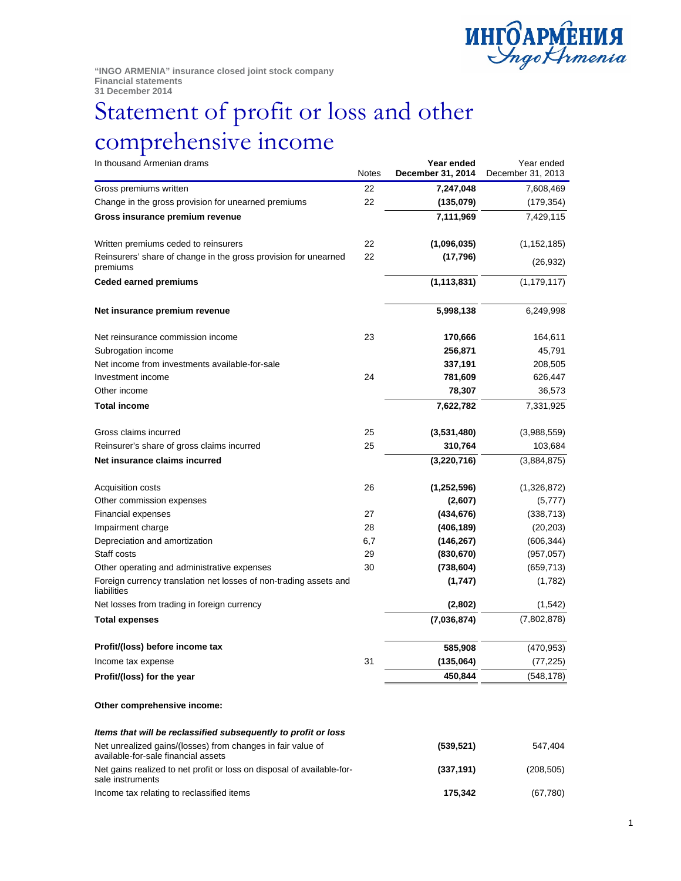"INGO ARMENIA" insurance closed joint stock company
Financial statements
31 December 2014

# Statement of profit or loss and other comprehensive income

| In thousand Armenian drams | Notes | Year ended December 31, 2014 | Year ended December 31, 2013 |
|---|---|---|---|
| Gross premiums written | 22 | **7,247,048** | 7,608,469 |
| Change in the gross provision for unearned premiums | 22 | **(135,079)** | (179,354) |
| **Gross insurance premium revenue** | | **7,111,969** | 7,429,115 |
| | | | |
| Written premiums ceded to reinsurers | 22 | **(1,096,035)** | (1,152,185) |
| Reinsurers' share of change in the gross provision for unearned premiums | 22 | **(17,796)** | (26,932) |
| **Ceded earned premiums** | | **(1,113,831)** | (1,179,117) |
| | | | |
| **Net insurance premium revenue** | | **5,998,138** | 6,249,998 |
| | | | |
| Net reinsurance commission income | 23 | **170,666** | 164,611 |
| Subrogation income | | **256,871** | 45,791 |
| Net income from investments available-for-sale | | **337,191** | 208,505 |
| Investment income | 24 | **781,609** | 626,447 |
| Other income | | **78,307** | 36,573 |
| **Total income** | | **7,622,782** | 7,331,925 |
| | | | |
| Gross claims incurred | 25 | **(3,531,480)** | (3,988,559) |
| Reinsurer's share of gross claims incurred | 25 | **310,764** | 103,684 |
| **Net insurance claims incurred** | | **(3,220,716)** | (3,884,875) |
| | | | |
| Acquisition costs | 26 | **(1,252,596)** | (1,326,872) |
| Other commission expenses | | **(2,607)** | (5,777) |
| Financial expenses | 27 | **(434,676)** | (338,713) |
| Impairment charge | 28 | **(406,189)** | (20,203) |
| Depreciation and amortization | 6,7 | **(146,267)** | (606,344) |
| Staff costs | 29 | **(830,670)** | (957,057) |
| Other operating and administrative expenses | 30 | **(738,604)** | (659,713) |
| Foreign currency translation net losses of non-trading assets and liabilities | | **(1,747)** | (1,782) |
| Net losses from trading in foreign currency | | **(2,802)** | (1,542) |
| **Total expenses** | | **(7,036,874)** | (7,802,878) |
| | | | |
| **Profit/(loss) before income tax** | | **585,908** | (470,953) |
| Income tax expense | 31 | **(135,064)** | (77,225) |
| **Profit/(loss) for the year** | | **450,844** | (548,178) |
| | | | |
| **Other comprehensive income:** | | | |
| | | | |
| ***Items that will be reclassified subsequently to profit or loss*** | | | |
| Net unrealized gains/(losses) from changes in fair value of available-for-sale financial assets | | **(539,521)** | 547,404 |
| Net gains realized to net profit or loss on disposal of available-for-sale instruments | | **(337,191)** | (208,505) |
| Income tax relating to reclassified items | | **175,342** | (67,780) |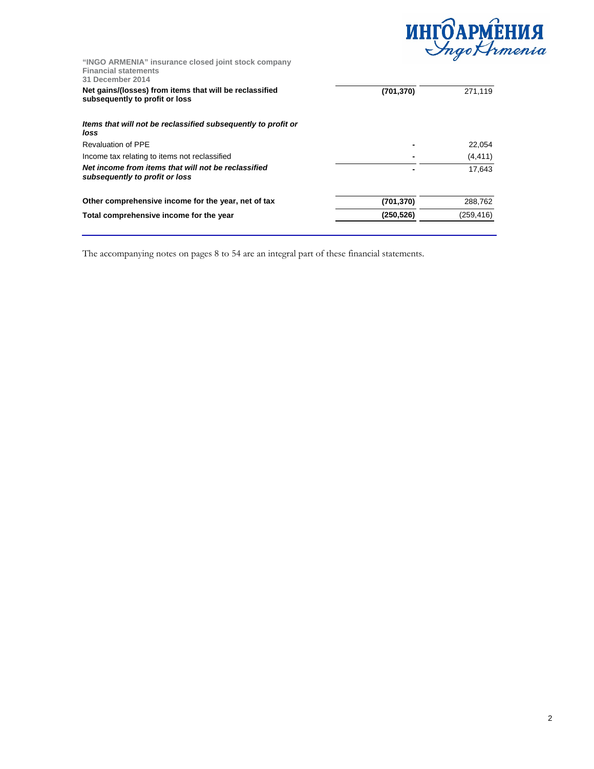| | | |
|---|---|---|
| **Net gains/(losses) from items that will be reclassified subsequently to profit or loss** | **(701,370)** | 271,119 |
| | | |
| ***Items that will not be reclassified subsequently to profit or loss*** | | |
| Revaluation of PPE | - | 22,054 |
| Income tax relating to items not reclassified | - | (4,411) |
| ***Net income from items that will not be reclassified subsequently to profit or loss*** | - | 17,643 |
| | | |
| **Other comprehensive income for the year, net of tax** | **(701,370)** | 288,762 |
| **Total comprehensive income for the year** | **(250,526)** | (259,416) |

The accompanying notes on pages 8 to 54 are an integral part of these financial statements.